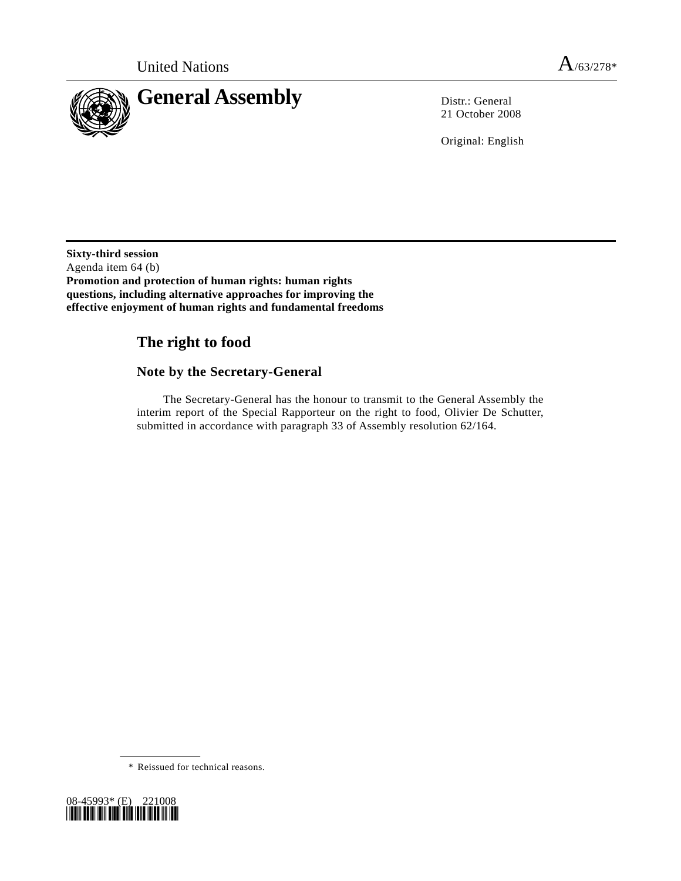United Nations A/63/278*

# General Assembly

Distr.: General
21 October 2008

Original: English

**Sixty-third session**
Agenda item 64 (b)
**Promotion and protection of human rights: human rights questions, including alternative approaches for improving the effective enjoyment of human rights and fundamental freedoms**

## The right to food

### Note by the Secretary-General

The Secretary-General has the honour to transmit to the General Assembly the interim report of the Special Rapporteur on the right to food, Olivier De Schutter, submitted in accordance with paragraph 33 of Assembly resolution 62/164.

\* Reissued for technical reasons.

08-45993* (E) 221008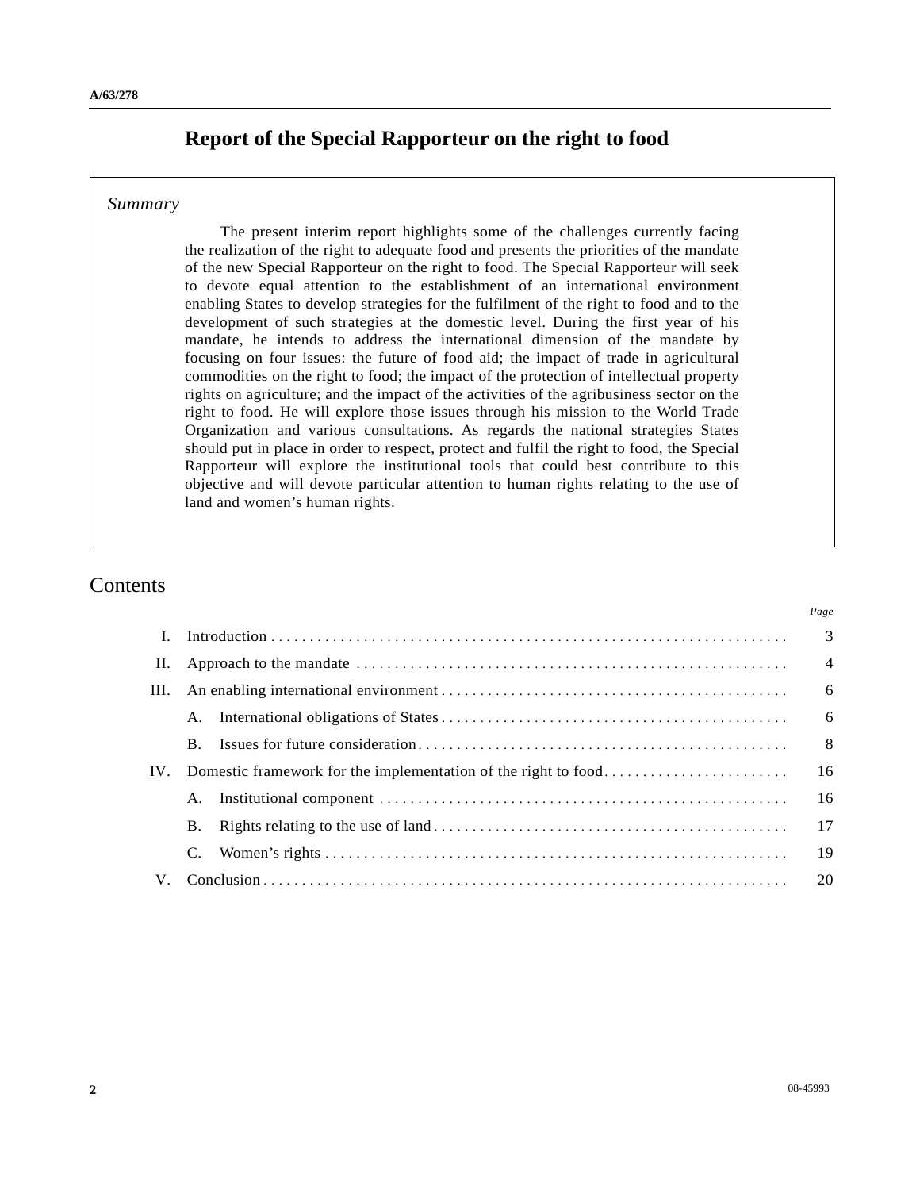# Report of the Special Rapporteur on the right to food

*Summary*

The present interim report highlights some of the challenges currently facing the realization of the right to adequate food and presents the priorities of the mandate of the new Special Rapporteur on the right to food. The Special Rapporteur will seek to devote equal attention to the establishment of an international environment enabling States to develop strategies for the fulfilment of the right to food and to the development of such strategies at the domestic level. During the first year of his mandate, he intends to address the international dimension of the mandate by focusing on four issues: the future of food aid; the impact of trade in agricultural commodities on the right to food; the impact of the protection of intellectual property rights on agriculture; and the impact of the activities of the agribusiness sector on the right to food. He will explore those issues through his mission to the World Trade Organization and various consultations. As regards the national strategies States should put in place in order to respect, protect and fulfil the right to food, the Special Rapporteur will explore the institutional tools that could best contribute to this objective and will devote particular attention to human rights relating to the use of land and women's human rights.

## Contents

| | | *Page* |
|---|---|---|
| I. | Introduction | 3 |
| II. | Approach to the mandate | 4 |
| III. | An enabling international environment | 6 |
| | A. International obligations of States | 6 |
| | B. Issues for future consideration | 8 |
| IV. | Domestic framework for the implementation of the right to food | 16 |
| | A. Institutional component | 16 |
| | B. Rights relating to the use of land | 17 |
| | C. Women's rights | 19 |
| V. | Conclusion | 20 |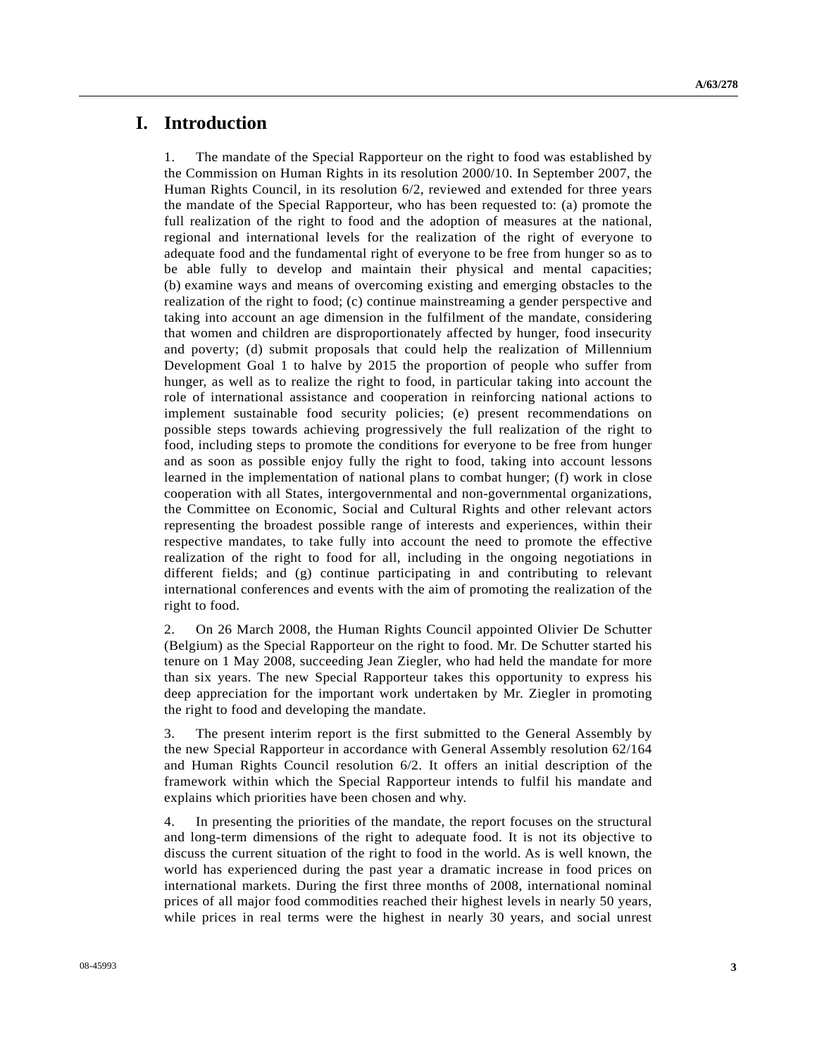# I. Introduction

1. The mandate of the Special Rapporteur on the right to food was established by the Commission on Human Rights in its resolution 2000/10. In September 2007, the Human Rights Council, in its resolution 6/2, reviewed and extended for three years the mandate of the Special Rapporteur, who has been requested to: (a) promote the full realization of the right to food and the adoption of measures at the national, regional and international levels for the realization of the right of everyone to adequate food and the fundamental right of everyone to be free from hunger so as to be able fully to develop and maintain their physical and mental capacities; (b) examine ways and means of overcoming existing and emerging obstacles to the realization of the right to food; (c) continue mainstreaming a gender perspective and taking into account an age dimension in the fulfilment of the mandate, considering that women and children are disproportionately affected by hunger, food insecurity and poverty; (d) submit proposals that could help the realization of Millennium Development Goal 1 to halve by 2015 the proportion of people who suffer from hunger, as well as to realize the right to food, in particular taking into account the role of international assistance and cooperation in reinforcing national actions to implement sustainable food security policies; (e) present recommendations on possible steps towards achieving progressively the full realization of the right to food, including steps to promote the conditions for everyone to be free from hunger and as soon as possible enjoy fully the right to food, taking into account lessons learned in the implementation of national plans to combat hunger; (f) work in close cooperation with all States, intergovernmental and non-governmental organizations, the Committee on Economic, Social and Cultural Rights and other relevant actors representing the broadest possible range of interests and experiences, within their respective mandates, to take fully into account the need to promote the effective realization of the right to food for all, including in the ongoing negotiations in different fields; and (g) continue participating in and contributing to relevant international conferences and events with the aim of promoting the realization of the right to food.

2. On 26 March 2008, the Human Rights Council appointed Olivier De Schutter (Belgium) as the Special Rapporteur on the right to food. Mr. De Schutter started his tenure on 1 May 2008, succeeding Jean Ziegler, who had held the mandate for more than six years. The new Special Rapporteur takes this opportunity to express his deep appreciation for the important work undertaken by Mr. Ziegler in promoting the right to food and developing the mandate.

3. The present interim report is the first submitted to the General Assembly by the new Special Rapporteur in accordance with General Assembly resolution 62/164 and Human Rights Council resolution 6/2. It offers an initial description of the framework within which the Special Rapporteur intends to fulfil his mandate and explains which priorities have been chosen and why.

4. In presenting the priorities of the mandate, the report focuses on the structural and long-term dimensions of the right to adequate food. It is not its objective to discuss the current situation of the right to food in the world. As is well known, the world has experienced during the past year a dramatic increase in food prices on international markets. During the first three months of 2008, international nominal prices of all major food commodities reached their highest levels in nearly 50 years, while prices in real terms were the highest in nearly 30 years, and social unrest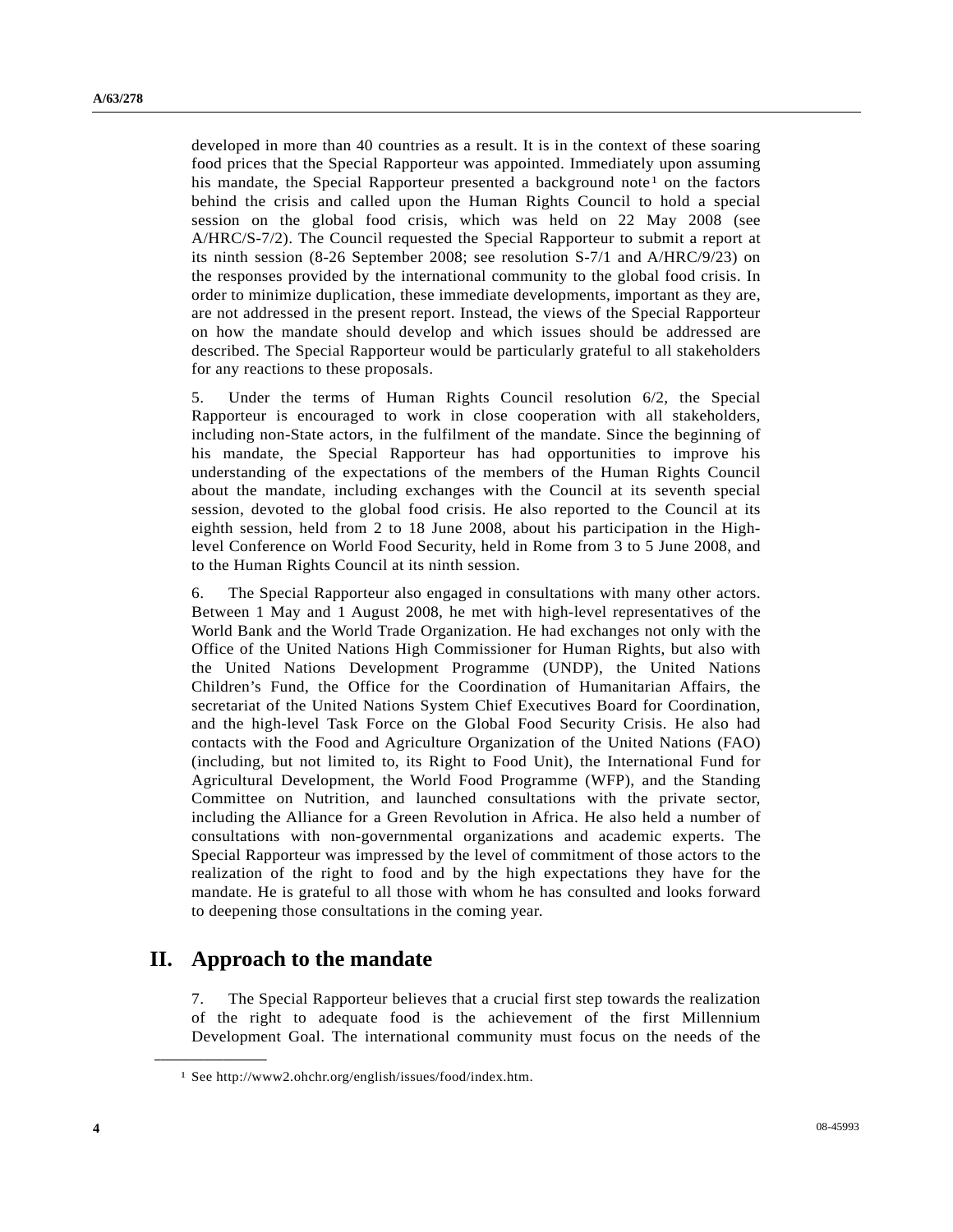developed in more than 40 countries as a result. It is in the context of these soaring food prices that the Special Rapporteur was appointed. Immediately upon assuming his mandate, the Special Rapporteur presented a background note[1] on the factors behind the crisis and called upon the Human Rights Council to hold a special session on the global food crisis, which was held on 22 May 2008 (see A/HRC/S-7/2). The Council requested the Special Rapporteur to submit a report at its ninth session (8-26 September 2008; see resolution S-7/1 and A/HRC/9/23) on the responses provided by the international community to the global food crisis. In order to minimize duplication, these immediate developments, important as they are, are not addressed in the present report. Instead, the views of the Special Rapporteur on how the mandate should develop and which issues should be addressed are described. The Special Rapporteur would be particularly grateful to all stakeholders for any reactions to these proposals.

5. Under the terms of Human Rights Council resolution 6/2, the Special Rapporteur is encouraged to work in close cooperation with all stakeholders, including non-State actors, in the fulfilment of the mandate. Since the beginning of his mandate, the Special Rapporteur has had opportunities to improve his understanding of the expectations of the members of the Human Rights Council about the mandate, including exchanges with the Council at its seventh special session, devoted to the global food crisis. He also reported to the Council at its eighth session, held from 2 to 18 June 2008, about his participation in the High-level Conference on World Food Security, held in Rome from 3 to 5 June 2008, and to the Human Rights Council at its ninth session.

6. The Special Rapporteur also engaged in consultations with many other actors. Between 1 May and 1 August 2008, he met with high-level representatives of the World Bank and the World Trade Organization. He had exchanges not only with the Office of the United Nations High Commissioner for Human Rights, but also with the United Nations Development Programme (UNDP), the United Nations Children's Fund, the Office for the Coordination of Humanitarian Affairs, the secretariat of the United Nations System Chief Executives Board for Coordination, and the high-level Task Force on the Global Food Security Crisis. He also had contacts with the Food and Agriculture Organization of the United Nations (FAO) (including, but not limited to, its Right to Food Unit), the International Fund for Agricultural Development, the World Food Programme (WFP), and the Standing Committee on Nutrition, and launched consultations with the private sector, including the Alliance for a Green Revolution in Africa. He also held a number of consultations with non-governmental organizations and academic experts. The Special Rapporteur was impressed by the level of commitment of those actors to the realization of the right to food and by the high expectations they have for the mandate. He is grateful to all those with whom he has consulted and looks forward to deepening those consultations in the coming year.

## II. Approach to the mandate

7. The Special Rapporteur believes that a crucial first step towards the realization of the right to adequate food is the achievement of the first Millennium Development Goal. The international community must focus on the needs of the

---

[1] See http://www2.ohchr.org/english/issues/food/index.htm.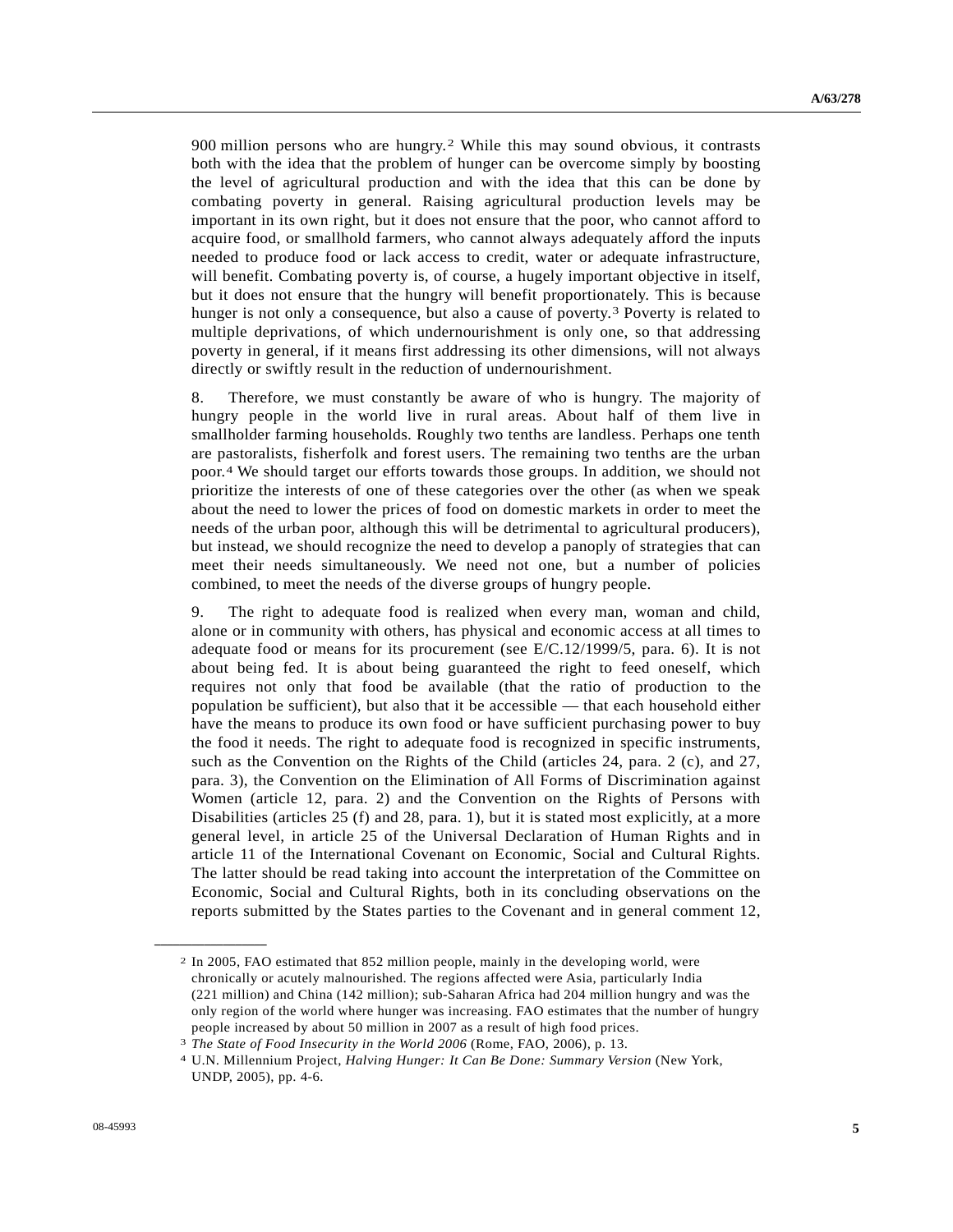900 million persons who are hungry.[2] While this may sound obvious, it contrasts both with the idea that the problem of hunger can be overcome simply by boosting the level of agricultural production and with the idea that this can be done by combating poverty in general. Raising agricultural production levels may be important in its own right, but it does not ensure that the poor, who cannot afford to acquire food, or smallhold farmers, who cannot always adequately afford the inputs needed to produce food or lack access to credit, water or adequate infrastructure, will benefit. Combating poverty is, of course, a hugely important objective in itself, but it does not ensure that the hungry will benefit proportionately. This is because hunger is not only a consequence, but also a cause of poverty.[3] Poverty is related to multiple deprivations, of which undernourishment is only one, so that addressing poverty in general, if it means first addressing its other dimensions, will not always directly or swiftly result in the reduction of undernourishment.

8. Therefore, we must constantly be aware of who is hungry. The majority of hungry people in the world live in rural areas. About half of them live in smallholder farming households. Roughly two tenths are landless. Perhaps one tenth are pastoralists, fisherfolk and forest users. The remaining two tenths are the urban poor.[4] We should target our efforts towards those groups. In addition, we should not prioritize the interests of one of these categories over the other (as when we speak about the need to lower the prices of food on domestic markets in order to meet the needs of the urban poor, although this will be detrimental to agricultural producers), but instead, we should recognize the need to develop a panoply of strategies that can meet their needs simultaneously. We need not one, but a number of policies combined, to meet the needs of the diverse groups of hungry people.

9. The right to adequate food is realized when every man, woman and child, alone or in community with others, has physical and economic access at all times to adequate food or means for its procurement (see E/C.12/1999/5, para. 6). It is not about being fed. It is about being guaranteed the right to feed oneself, which requires not only that food be available (that the ratio of production to the population be sufficient), but also that it be accessible — that each household either have the means to produce its own food or have sufficient purchasing power to buy the food it needs. The right to adequate food is recognized in specific instruments, such as the Convention on the Rights of the Child (articles 24, para. 2 (c), and 27, para. 3), the Convention on the Elimination of All Forms of Discrimination against Women (article 12, para. 2) and the Convention on the Rights of Persons with Disabilities (articles 25 (f) and 28, para. 1), but it is stated most explicitly, at a more general level, in article 25 of the Universal Declaration of Human Rights and in article 11 of the International Covenant on Economic, Social and Cultural Rights. The latter should be read taking into account the interpretation of the Committee on Economic, Social and Cultural Rights, both in its concluding observations on the reports submitted by the States parties to the Covenant and in general comment 12,

---

[2] In 2005, FAO estimated that 852 million people, mainly in the developing world, were chronically or acutely malnourished. The regions affected were Asia, particularly India (221 million) and China (142 million); sub-Saharan Africa had 204 million hungry and was the only region of the world where hunger was increasing. FAO estimates that the number of hungry people increased by about 50 million in 2007 as a result of high food prices.

[3] *The State of Food Insecurity in the World 2006* (Rome, FAO, 2006), p. 13.

[4] U.N. Millennium Project, *Halving Hunger: It Can Be Done: Summary Version* (New York, UNDP, 2005), pp. 4-6.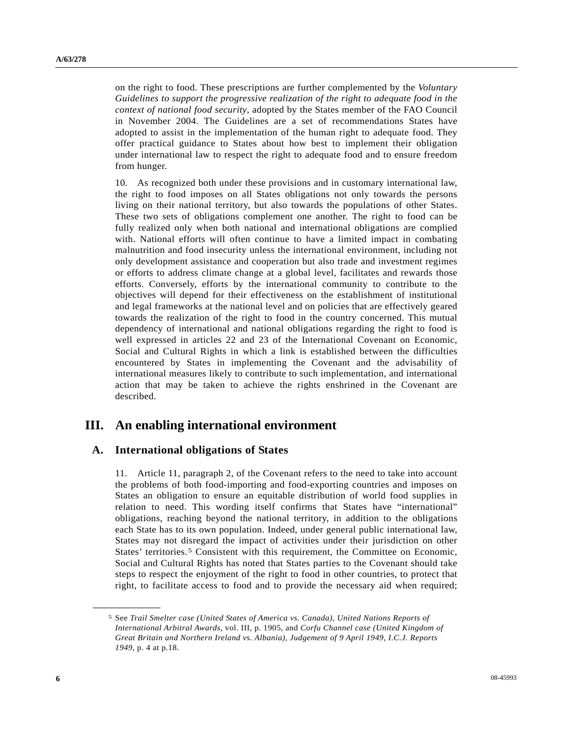on the right to food. These prescriptions are further complemented by the *Voluntary Guidelines to support the progressive realization of the right to adequate food in the context of national food security*, adopted by the States member of the FAO Council in November 2004. The Guidelines are a set of recommendations States have adopted to assist in the implementation of the human right to adequate food. They offer practical guidance to States about how best to implement their obligation under international law to respect the right to adequate food and to ensure freedom from hunger.

10. As recognized both under these provisions and in customary international law, the right to food imposes on all States obligations not only towards the persons living on their national territory, but also towards the populations of other States. These two sets of obligations complement one another. The right to food can be fully realized only when both national and international obligations are complied with. National efforts will often continue to have a limited impact in combating malnutrition and food insecurity unless the international environment, including not only development assistance and cooperation but also trade and investment regimes or efforts to address climate change at a global level, facilitates and rewards those efforts. Conversely, efforts by the international community to contribute to the objectives will depend for their effectiveness on the establishment of institutional and legal frameworks at the national level and on policies that are effectively geared towards the realization of the right to food in the country concerned. This mutual dependency of international and national obligations regarding the right to food is well expressed in articles 22 and 23 of the International Covenant on Economic, Social and Cultural Rights in which a link is established between the difficulties encountered by States in implementing the Covenant and the advisability of international measures likely to contribute to such implementation, and international action that may be taken to achieve the rights enshrined in the Covenant are described.

# III. An enabling international environment

## A. International obligations of States

11. Article 11, paragraph 2, of the Covenant refers to the need to take into account the problems of both food-importing and food-exporting countries and imposes on States an obligation to ensure an equitable distribution of world food supplies in relation to need. This wording itself confirms that States have "international" obligations, reaching beyond the national territory, in addition to the obligations each State has to its own population. Indeed, under general public international law, States may not disregard the impact of activities under their jurisdiction on other States' territories.[5] Consistent with this requirement, the Committee on Economic, Social and Cultural Rights has noted that States parties to the Covenant should take steps to respect the enjoyment of the right to food in other countries, to protect that right, to facilitate access to food and to provide the necessary aid when required;

---

[5] See *Trail Smelter case (United States of America vs. Canada), United Nations Reports of International Arbitral Awards*, vol. III, p. 1905, and *Corfu Channel case (United Kingdom of Great Britain and Northern Ireland vs. Albania), Judgement of 9 April 1949, I.C.J. Reports 1949*, p. 4 at p.18.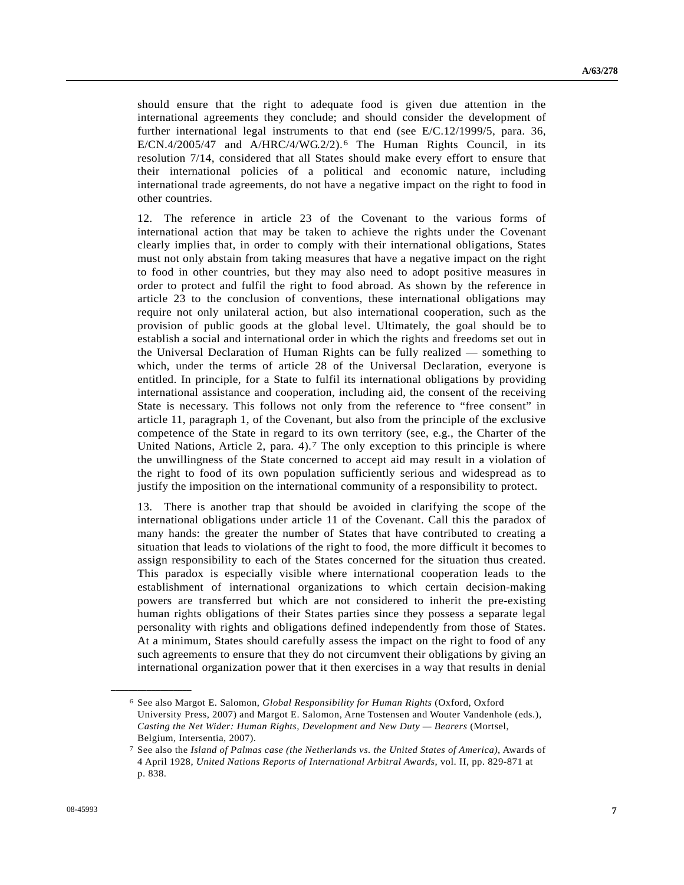should ensure that the right to adequate food is given due attention in the international agreements they conclude; and should consider the development of further international legal instruments to that end (see E/C.12/1999/5, para. 36, E/CN.4/2005/47 and A/HRC/4/WG.2/2).[6] The Human Rights Council, in its resolution 7/14, considered that all States should make every effort to ensure that their international policies of a political and economic nature, including international trade agreements, do not have a negative impact on the right to food in other countries.

12. The reference in article 23 of the Covenant to the various forms of international action that may be taken to achieve the rights under the Covenant clearly implies that, in order to comply with their international obligations, States must not only abstain from taking measures that have a negative impact on the right to food in other countries, but they may also need to adopt positive measures in order to protect and fulfil the right to food abroad. As shown by the reference in article 23 to the conclusion of conventions, these international obligations may require not only unilateral action, but also international cooperation, such as the provision of public goods at the global level. Ultimately, the goal should be to establish a social and international order in which the rights and freedoms set out in the Universal Declaration of Human Rights can be fully realized — something to which, under the terms of article 28 of the Universal Declaration, everyone is entitled. In principle, for a State to fulfil its international obligations by providing international assistance and cooperation, including aid, the consent of the receiving State is necessary. This follows not only from the reference to "free consent" in article 11, paragraph 1, of the Covenant, but also from the principle of the exclusive competence of the State in regard to its own territory (see, e.g., the Charter of the United Nations, Article 2, para. 4).[7] The only exception to this principle is where the unwillingness of the State concerned to accept aid may result in a violation of the right to food of its own population sufficiently serious and widespread as to justify the imposition on the international community of a responsibility to protect.

13. There is another trap that should be avoided in clarifying the scope of the international obligations under article 11 of the Covenant. Call this the paradox of many hands: the greater the number of States that have contributed to creating a situation that leads to violations of the right to food, the more difficult it becomes to assign responsibility to each of the States concerned for the situation thus created. This paradox is especially visible where international cooperation leads to the establishment of international organizations to which certain decision-making powers are transferred but which are not considered to inherit the pre-existing human rights obligations of their States parties since they possess a separate legal personality with rights and obligations defined independently from those of States. At a minimum, States should carefully assess the impact on the right to food of any such agreements to ensure that they do not circumvent their obligations by giving an international organization power that it then exercises in a way that results in denial

---

[6] See also Margot E. Salomon, *Global Responsibility for Human Rights* (Oxford, Oxford University Press, 2007) and Margot E. Salomon, Arne Tostensen and Wouter Vandenhole (eds.), *Casting the Net Wider: Human Rights, Development and New Duty — Bearers* (Mortsel, Belgium, Intersentia, 2007).

[7] See also the *Island of Palmas case (the Netherlands vs. the United States of America)*, Awards of 4 April 1928, *United Nations Reports of International Arbitral Awards*, vol. II, pp. 829-871 at p. 838.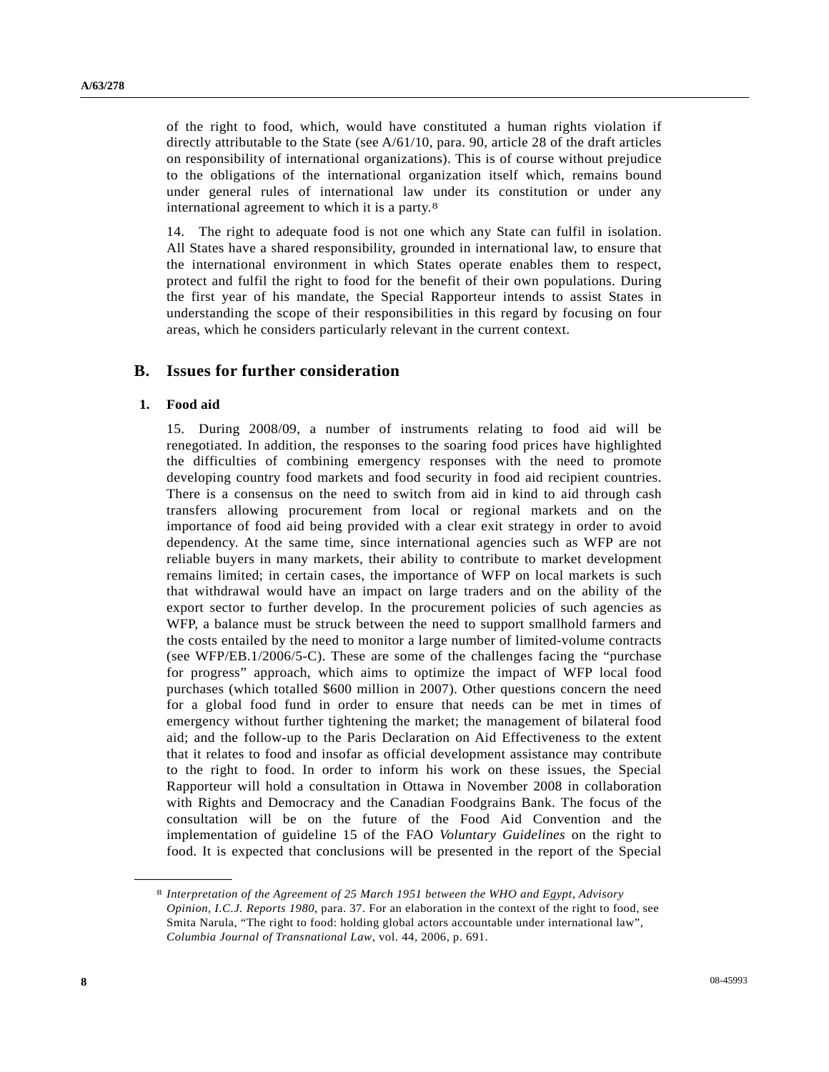of the right to food, which, would have constituted a human rights violation if directly attributable to the State (see A/61/10, para. 90, article 28 of the draft articles on responsibility of international organizations). This is of course without prejudice to the obligations of the international organization itself which, remains bound under general rules of international law under its constitution or under any international agreement to which it is a party.[8]

14. The right to adequate food is not one which any State can fulfil in isolation. All States have a shared responsibility, grounded in international law, to ensure that the international environment in which States operate enables them to respect, protect and fulfil the right to food for the benefit of their own populations. During the first year of his mandate, the Special Rapporteur intends to assist States in understanding the scope of their responsibilities in this regard by focusing on four areas, which he considers particularly relevant in the current context.

## B. Issues for further consideration

### 1. Food aid

15. During 2008/09, a number of instruments relating to food aid will be renegotiated. In addition, the responses to the soaring food prices have highlighted the difficulties of combining emergency responses with the need to promote developing country food markets and food security in food aid recipient countries. There is a consensus on the need to switch from aid in kind to aid through cash transfers allowing procurement from local or regional markets and on the importance of food aid being provided with a clear exit strategy in order to avoid dependency. At the same time, since international agencies such as WFP are not reliable buyers in many markets, their ability to contribute to market development remains limited; in certain cases, the importance of WFP on local markets is such that withdrawal would have an impact on large traders and on the ability of the export sector to further develop. In the procurement policies of such agencies as WFP, a balance must be struck between the need to support smallhold farmers and the costs entailed by the need to monitor a large number of limited-volume contracts (see WFP/EB.1/2006/5-C). These are some of the challenges facing the "purchase for progress" approach, which aims to optimize the impact of WFP local food purchases (which totalled $600 million in 2007). Other questions concern the need for a global food fund in order to ensure that needs can be met in times of emergency without further tightening the market; the management of bilateral food aid; and the follow-up to the Paris Declaration on Aid Effectiveness to the extent that it relates to food and insofar as official development assistance may contribute to the right to food. In order to inform his work on these issues, the Special Rapporteur will hold a consultation in Ottawa in November 2008 in collaboration with Rights and Democracy and the Canadian Foodgrains Bank. The focus of the consultation will be on the future of the Food Aid Convention and the implementation of guideline 15 of the FAO *Voluntary Guidelines* on the right to food. It is expected that conclusions will be presented in the report of the Special

---

[8] *Interpretation of the Agreement of 25 March 1951 between the WHO and Egypt, Advisory Opinion, I.C.J. Reports 1980*, para. 37. For an elaboration in the context of the right to food, see Smita Narula, "The right to food: holding global actors accountable under international law", *Columbia Journal of Transnational Law*, vol. 44, 2006, p. 691.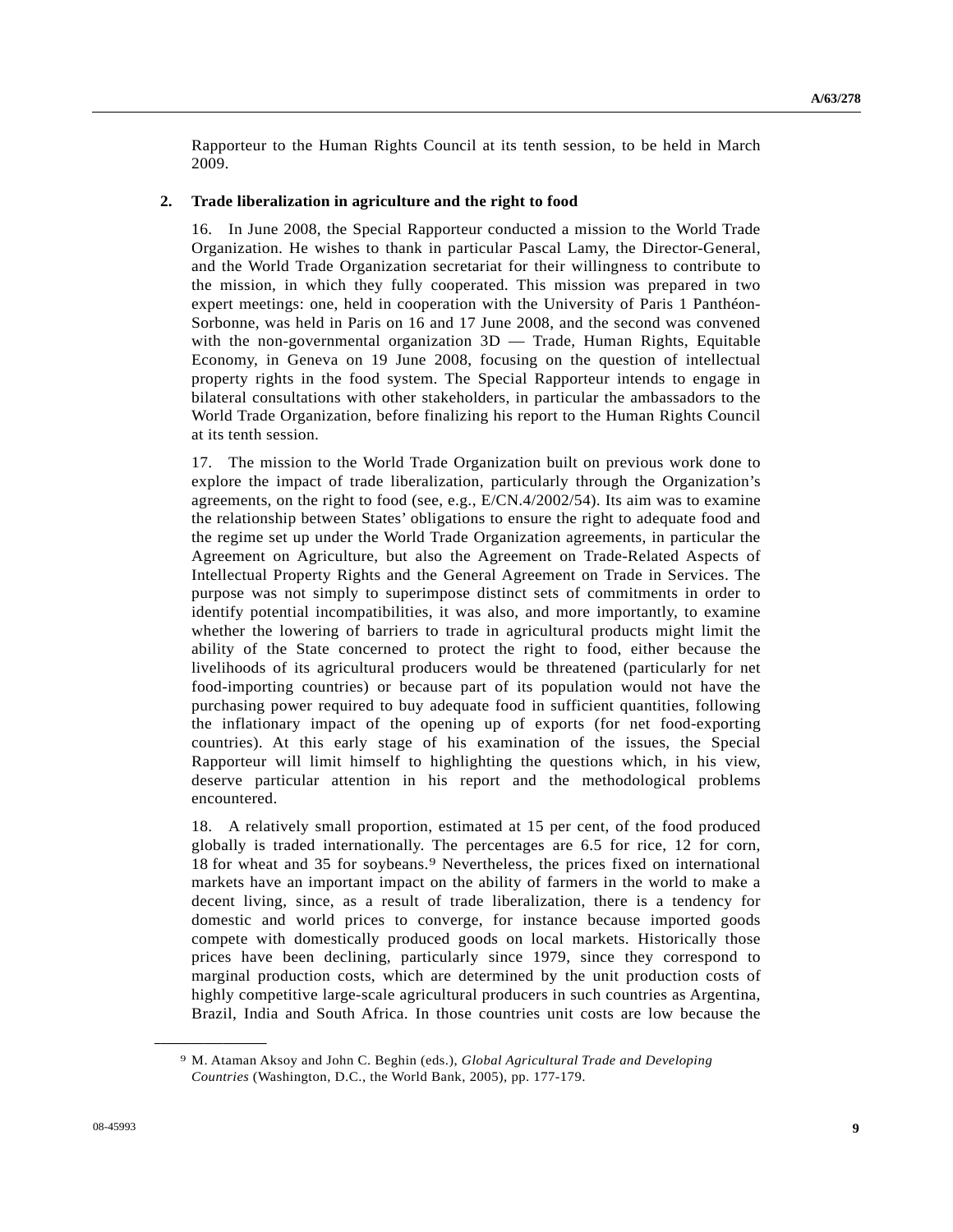Rapporteur to the Human Rights Council at its tenth session, to be held in March 2009.

### 2. Trade liberalization in agriculture and the right to food

16. In June 2008, the Special Rapporteur conducted a mission to the World Trade Organization. He wishes to thank in particular Pascal Lamy, the Director-General, and the World Trade Organization secretariat for their willingness to contribute to the mission, in which they fully cooperated. This mission was prepared in two expert meetings: one, held in cooperation with the University of Paris 1 Panthéon-Sorbonne, was held in Paris on 16 and 17 June 2008, and the second was convened with the non-governmental organization 3D — Trade, Human Rights, Equitable Economy, in Geneva on 19 June 2008, focusing on the question of intellectual property rights in the food system. The Special Rapporteur intends to engage in bilateral consultations with other stakeholders, in particular the ambassadors to the World Trade Organization, before finalizing his report to the Human Rights Council at its tenth session.

17. The mission to the World Trade Organization built on previous work done to explore the impact of trade liberalization, particularly through the Organization's agreements, on the right to food (see, e.g., E/CN.4/2002/54). Its aim was to examine the relationship between States' obligations to ensure the right to adequate food and the regime set up under the World Trade Organization agreements, in particular the Agreement on Agriculture, but also the Agreement on Trade-Related Aspects of Intellectual Property Rights and the General Agreement on Trade in Services. The purpose was not simply to superimpose distinct sets of commitments in order to identify potential incompatibilities, it was also, and more importantly, to examine whether the lowering of barriers to trade in agricultural products might limit the ability of the State concerned to protect the right to food, either because the livelihoods of its agricultural producers would be threatened (particularly for net food-importing countries) or because part of its population would not have the purchasing power required to buy adequate food in sufficient quantities, following the inflationary impact of the opening up of exports (for net food-exporting countries). At this early stage of his examination of the issues, the Special Rapporteur will limit himself to highlighting the questions which, in his view, deserve particular attention in his report and the methodological problems encountered.

18. A relatively small proportion, estimated at 15 per cent, of the food produced globally is traded internationally. The percentages are 6.5 for rice, 12 for corn, 18 for wheat and 35 for soybeans.[9] Nevertheless, the prices fixed on international markets have an important impact on the ability of farmers in the world to make a decent living, since, as a result of trade liberalization, there is a tendency for domestic and world prices to converge, for instance because imported goods compete with domestically produced goods on local markets. Historically those prices have been declining, particularly since 1979, since they correspond to marginal production costs, which are determined by the unit production costs of highly competitive large-scale agricultural producers in such countries as Argentina, Brazil, India and South Africa. In those countries unit costs are low because the

---

[9] M. Ataman Aksoy and John C. Beghin (eds.), *Global Agricultural Trade and Developing Countries* (Washington, D.C., the World Bank, 2005), pp. 177-179.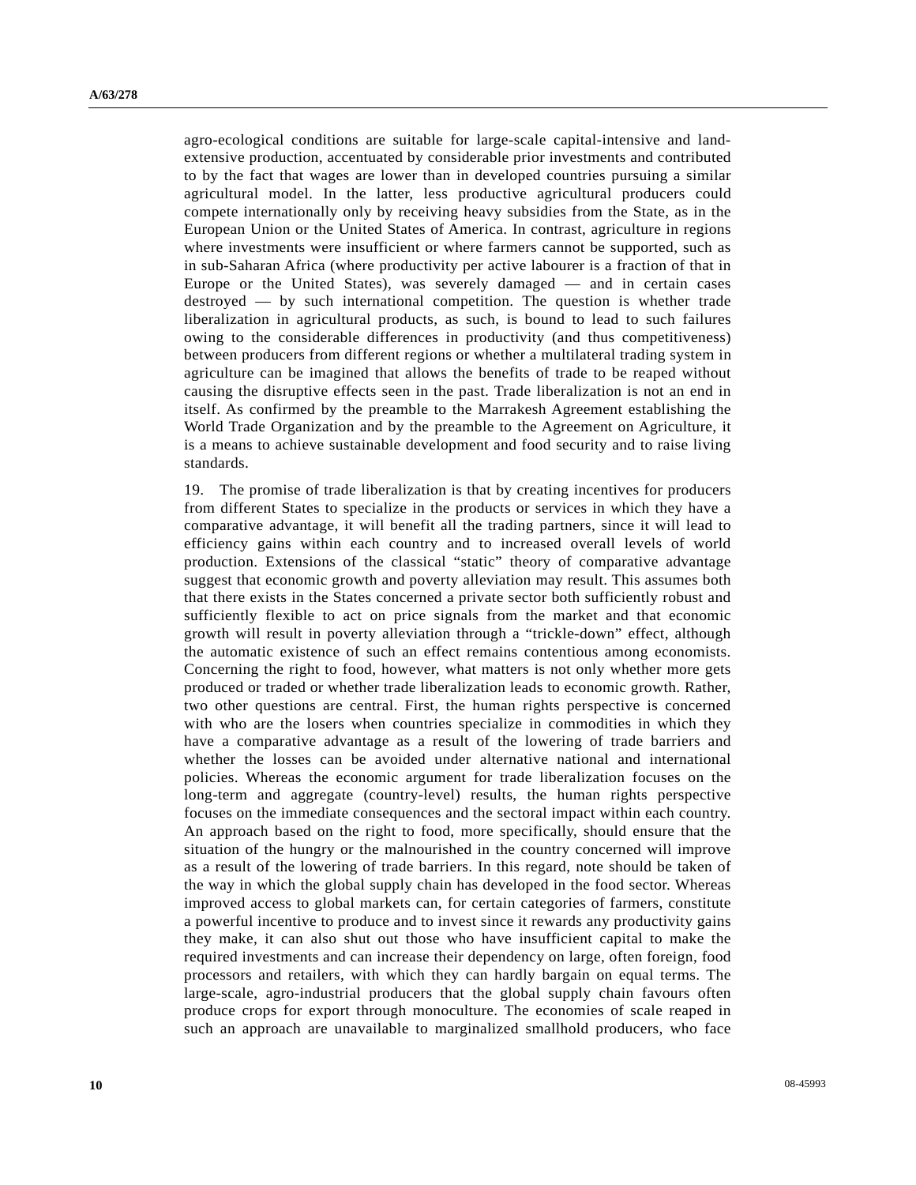agro-ecological conditions are suitable for large-scale capital-intensive and land-extensive production, accentuated by considerable prior investments and contributed to by the fact that wages are lower than in developed countries pursuing a similar agricultural model. In the latter, less productive agricultural producers could compete internationally only by receiving heavy subsidies from the State, as in the European Union or the United States of America. In contrast, agriculture in regions where investments were insufficient or where farmers cannot be supported, such as in sub-Saharan Africa (where productivity per active labourer is a fraction of that in Europe or the United States), was severely damaged — and in certain cases destroyed — by such international competition. The question is whether trade liberalization in agricultural products, as such, is bound to lead to such failures owing to the considerable differences in productivity (and thus competitiveness) between producers from different regions or whether a multilateral trading system in agriculture can be imagined that allows the benefits of trade to be reaped without causing the disruptive effects seen in the past. Trade liberalization is not an end in itself. As confirmed by the preamble to the Marrakesh Agreement establishing the World Trade Organization and by the preamble to the Agreement on Agriculture, it is a means to achieve sustainable development and food security and to raise living standards.

19. The promise of trade liberalization is that by creating incentives for producers from different States to specialize in the products or services in which they have a comparative advantage, it will benefit all the trading partners, since it will lead to efficiency gains within each country and to increased overall levels of world production. Extensions of the classical "static" theory of comparative advantage suggest that economic growth and poverty alleviation may result. This assumes both that there exists in the States concerned a private sector both sufficiently robust and sufficiently flexible to act on price signals from the market and that economic growth will result in poverty alleviation through a "trickle-down" effect, although the automatic existence of such an effect remains contentious among economists. Concerning the right to food, however, what matters is not only whether more gets produced or traded or whether trade liberalization leads to economic growth. Rather, two other questions are central. First, the human rights perspective is concerned with who are the losers when countries specialize in commodities in which they have a comparative advantage as a result of the lowering of trade barriers and whether the losses can be avoided under alternative national and international policies. Whereas the economic argument for trade liberalization focuses on the long-term and aggregate (country-level) results, the human rights perspective focuses on the immediate consequences and the sectoral impact within each country. An approach based on the right to food, more specifically, should ensure that the situation of the hungry or the malnourished in the country concerned will improve as a result of the lowering of trade barriers. In this regard, note should be taken of the way in which the global supply chain has developed in the food sector. Whereas improved access to global markets can, for certain categories of farmers, constitute a powerful incentive to produce and to invest since it rewards any productivity gains they make, it can also shut out those who have insufficient capital to make the required investments and can increase their dependency on large, often foreign, food processors and retailers, with which they can hardly bargain on equal terms. The large-scale, agro-industrial producers that the global supply chain favours often produce crops for export through monoculture. The economies of scale reaped in such an approach are unavailable to marginalized smallhold producers, who face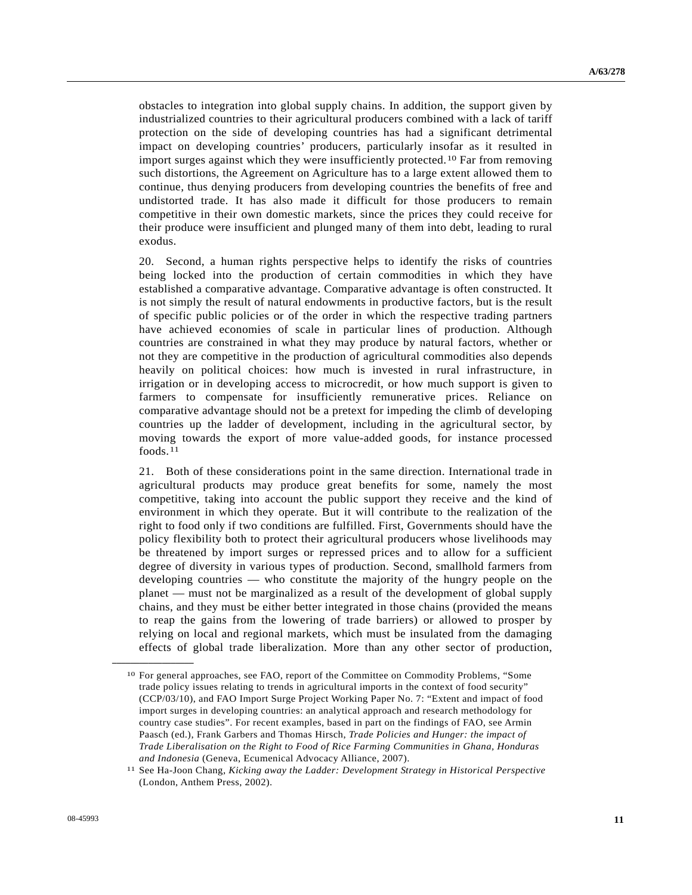obstacles to integration into global supply chains. In addition, the support given by industrialized countries to their agricultural producers combined with a lack of tariff protection on the side of developing countries has had a significant detrimental impact on developing countries' producers, particularly insofar as it resulted in import surges against which they were insufficiently protected.[10] Far from removing such distortions, the Agreement on Agriculture has to a large extent allowed them to continue, thus denying producers from developing countries the benefits of free and undistorted trade. It has also made it difficult for those producers to remain competitive in their own domestic markets, since the prices they could receive for their produce were insufficient and plunged many of them into debt, leading to rural exodus.

20. Second, a human rights perspective helps to identify the risks of countries being locked into the production of certain commodities in which they have established a comparative advantage. Comparative advantage is often constructed. It is not simply the result of natural endowments in productive factors, but is the result of specific public policies or of the order in which the respective trading partners have achieved economies of scale in particular lines of production. Although countries are constrained in what they may produce by natural factors, whether or not they are competitive in the production of agricultural commodities also depends heavily on political choices: how much is invested in rural infrastructure, in irrigation or in developing access to microcredit, or how much support is given to farmers to compensate for insufficiently remunerative prices. Reliance on comparative advantage should not be a pretext for impeding the climb of developing countries up the ladder of development, including in the agricultural sector, by moving towards the export of more value-added goods, for instance processed foods.[11]

21. Both of these considerations point in the same direction. International trade in agricultural products may produce great benefits for some, namely the most competitive, taking into account the public support they receive and the kind of environment in which they operate. But it will contribute to the realization of the right to food only if two conditions are fulfilled. First, Governments should have the policy flexibility both to protect their agricultural producers whose livelihoods may be threatened by import surges or repressed prices and to allow for a sufficient degree of diversity in various types of production. Second, smallhold farmers from developing countries — who constitute the majority of the hungry people on the planet — must not be marginalized as a result of the development of global supply chains, and they must be either better integrated in those chains (provided the means to reap the gains from the lowering of trade barriers) or allowed to prosper by relying on local and regional markets, which must be insulated from the damaging effects of global trade liberalization. More than any other sector of production,

---

[10] For general approaches, see FAO, report of the Committee on Commodity Problems, "Some trade policy issues relating to trends in agricultural imports in the context of food security" (CCP/03/10), and FAO Import Surge Project Working Paper No. 7: "Extent and impact of food import surges in developing countries: an analytical approach and research methodology for country case studies". For recent examples, based in part on the findings of FAO, see Armin Paasch (ed.), Frank Garbers and Thomas Hirsch, *Trade Policies and Hunger: the impact of Trade Liberalisation on the Right to Food of Rice Farming Communities in Ghana, Honduras and Indonesia* (Geneva, Ecumenical Advocacy Alliance, 2007).

[11] See Ha-Joon Chang, *Kicking away the Ladder: Development Strategy in Historical Perspective* (London, Anthem Press, 2002).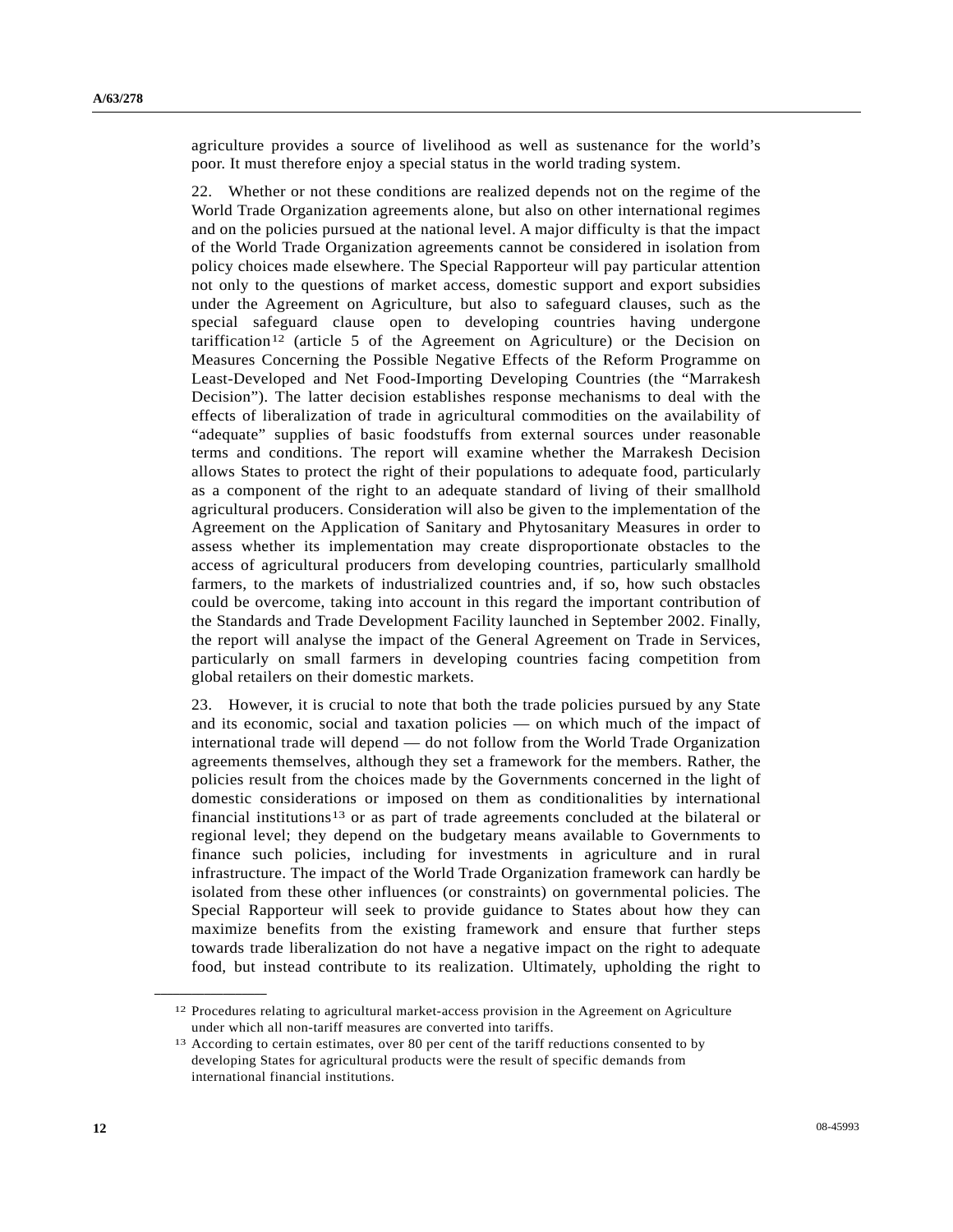agriculture provides a source of livelihood as well as sustenance for the world's poor. It must therefore enjoy a special status in the world trading system.

22. Whether or not these conditions are realized depends not on the regime of the World Trade Organization agreements alone, but also on other international regimes and on the policies pursued at the national level. A major difficulty is that the impact of the World Trade Organization agreements cannot be considered in isolation from policy choices made elsewhere. The Special Rapporteur will pay particular attention not only to the questions of market access, domestic support and export subsidies under the Agreement on Agriculture, but also to safeguard clauses, such as the special safeguard clause open to developing countries having undergone tariffication[12] (article 5 of the Agreement on Agriculture) or the Decision on Measures Concerning the Possible Negative Effects of the Reform Programme on Least-Developed and Net Food-Importing Developing Countries (the "Marrakesh Decision"). The latter decision establishes response mechanisms to deal with the effects of liberalization of trade in agricultural commodities on the availability of "adequate" supplies of basic foodstuffs from external sources under reasonable terms and conditions. The report will examine whether the Marrakesh Decision allows States to protect the right of their populations to adequate food, particularly as a component of the right to an adequate standard of living of their smallhold agricultural producers. Consideration will also be given to the implementation of the Agreement on the Application of Sanitary and Phytosanitary Measures in order to assess whether its implementation may create disproportionate obstacles to the access of agricultural producers from developing countries, particularly smallhold farmers, to the markets of industrialized countries and, if so, how such obstacles could be overcome, taking into account in this regard the important contribution of the Standards and Trade Development Facility launched in September 2002. Finally, the report will analyse the impact of the General Agreement on Trade in Services, particularly on small farmers in developing countries facing competition from global retailers on their domestic markets.

23. However, it is crucial to note that both the trade policies pursued by any State and its economic, social and taxation policies — on which much of the impact of international trade will depend — do not follow from the World Trade Organization agreements themselves, although they set a framework for the members. Rather, the policies result from the choices made by the Governments concerned in the light of domestic considerations or imposed on them as conditionalities by international financial institutions[13] or as part of trade agreements concluded at the bilateral or regional level; they depend on the budgetary means available to Governments to finance such policies, including for investments in agriculture and in rural infrastructure. The impact of the World Trade Organization framework can hardly be isolated from these other influences (or constraints) on governmental policies. The Special Rapporteur will seek to provide guidance to States about how they can maximize benefits from the existing framework and ensure that further steps towards trade liberalization do not have a negative impact on the right to adequate food, but instead contribute to its realization. Ultimately, upholding the right to

---

[12] Procedures relating to agricultural market-access provision in the Agreement on Agriculture under which all non-tariff measures are converted into tariffs.

[13] According to certain estimates, over 80 per cent of the tariff reductions consented to by developing States for agricultural products were the result of specific demands from international financial institutions.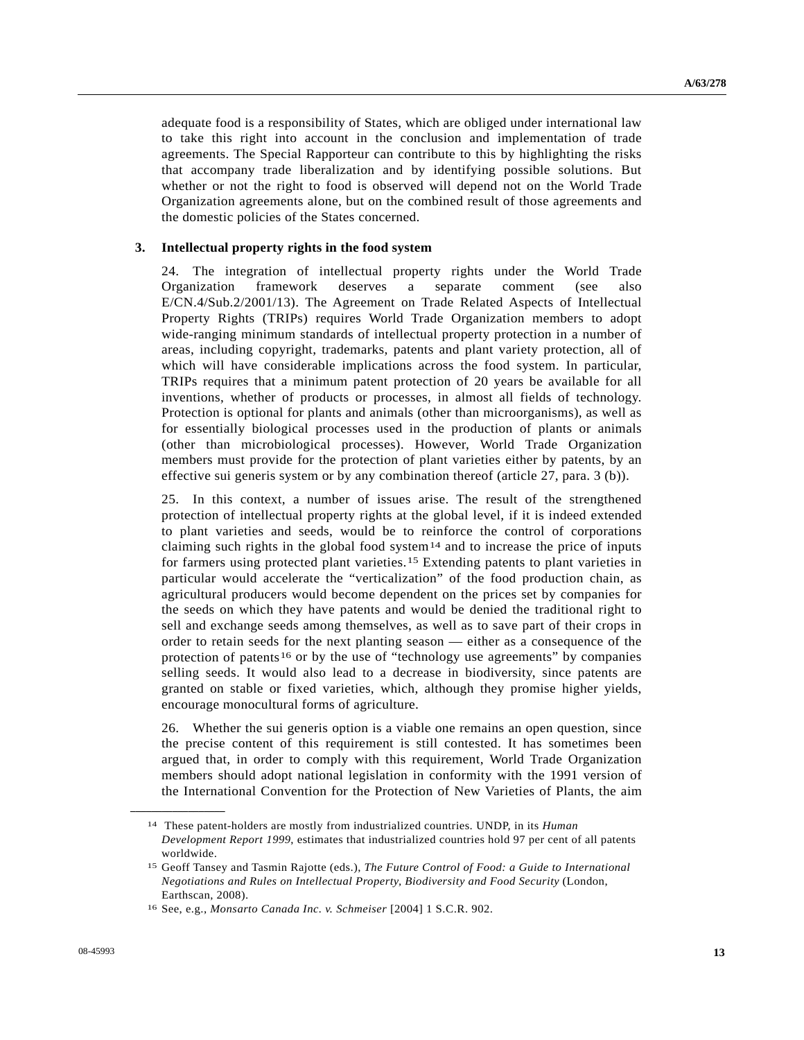adequate food is a responsibility of States, which are obliged under international law to take this right into account in the conclusion and implementation of trade agreements. The Special Rapporteur can contribute to this by highlighting the risks that accompany trade liberalization and by identifying possible solutions. But whether or not the right to food is observed will depend not on the World Trade Organization agreements alone, but on the combined result of those agreements and the domestic policies of the States concerned.

### 3. Intellectual property rights in the food system

24. The integration of intellectual property rights under the World Trade Organization framework deserves a separate comment (see also E/CN.4/Sub.2/2001/13). The Agreement on Trade Related Aspects of Intellectual Property Rights (TRIPs) requires World Trade Organization members to adopt wide-ranging minimum standards of intellectual property protection in a number of areas, including copyright, trademarks, patents and plant variety protection, all of which will have considerable implications across the food system. In particular, TRIPs requires that a minimum patent protection of 20 years be available for all inventions, whether of products or processes, in almost all fields of technology. Protection is optional for plants and animals (other than microorganisms), as well as for essentially biological processes used in the production of plants or animals (other than microbiological processes). However, World Trade Organization members must provide for the protection of plant varieties either by patents, by an effective sui generis system or by any combination thereof (article 27, para. 3 (b)).

25. In this context, a number of issues arise. The result of the strengthened protection of intellectual property rights at the global level, if it is indeed extended to plant varieties and seeds, would be to reinforce the control of corporations claiming such rights in the global food system[14] and to increase the price of inputs for farmers using protected plant varieties.[15] Extending patents to plant varieties in particular would accelerate the "verticalization" of the food production chain, as agricultural producers would become dependent on the prices set by companies for the seeds on which they have patents and would be denied the traditional right to sell and exchange seeds among themselves, as well as to save part of their crops in order to retain seeds for the next planting season — either as a consequence of the protection of patents[16] or by the use of "technology use agreements" by companies selling seeds. It would also lead to a decrease in biodiversity, since patents are granted on stable or fixed varieties, which, although they promise higher yields, encourage monocultural forms of agriculture.

26. Whether the sui generis option is a viable one remains an open question, since the precise content of this requirement is still contested. It has sometimes been argued that, in order to comply with this requirement, World Trade Organization members should adopt national legislation in conformity with the 1991 version of the International Convention for the Protection of New Varieties of Plants, the aim

---

[14] These patent-holders are mostly from industrialized countries. UNDP, in its *Human Development Report 1999*, estimates that industrialized countries hold 97 per cent of all patents worldwide.

[15] Geoff Tansey and Tasmin Rajotte (eds.), *The Future Control of Food: a Guide to International Negotiations and Rules on Intellectual Property, Biodiversity and Food Security* (London, Earthscan, 2008).

[16] See, e.g., *Monsarto Canada Inc. v. Schmeiser* [2004] 1 S.C.R. 902.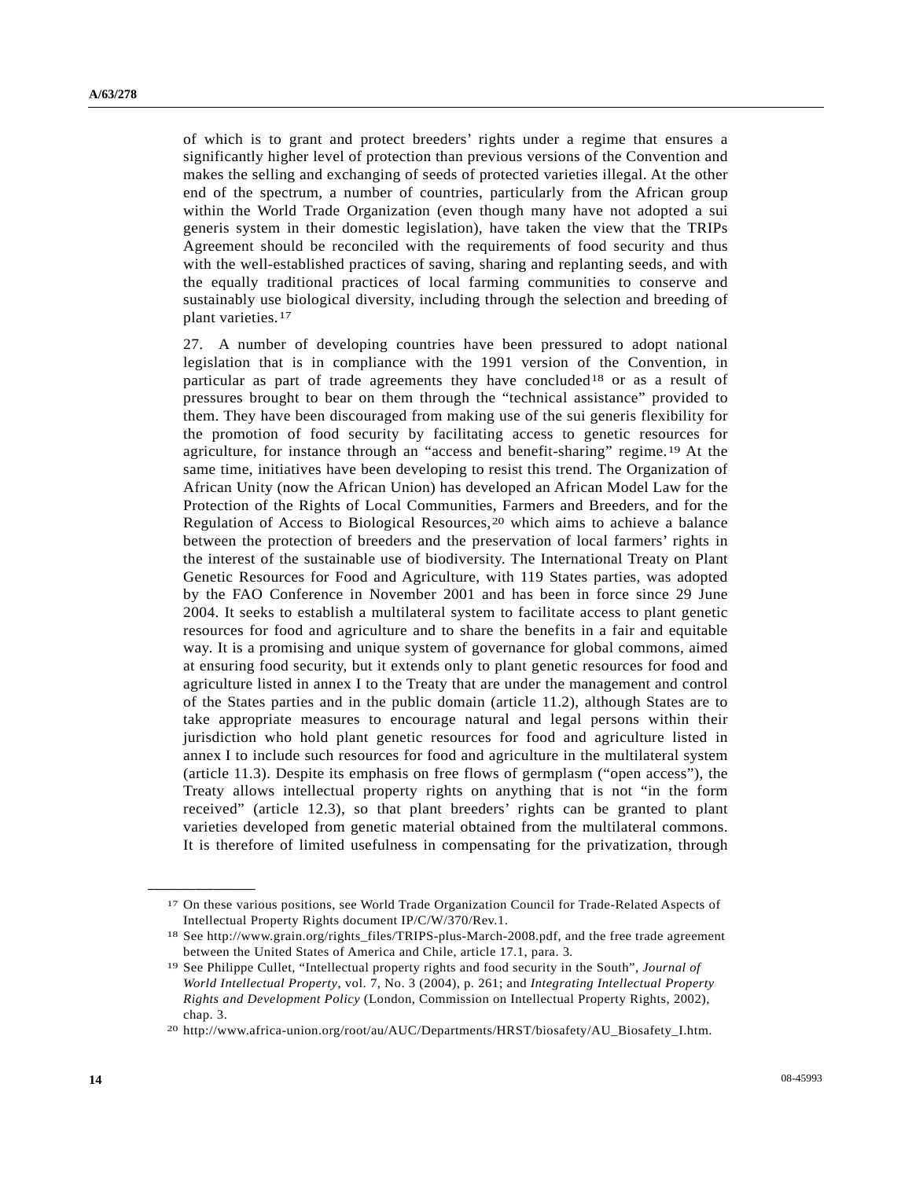of which is to grant and protect breeders' rights under a regime that ensures a significantly higher level of protection than previous versions of the Convention and makes the selling and exchanging of seeds of protected varieties illegal. At the other end of the spectrum, a number of countries, particularly from the African group within the World Trade Organization (even though many have not adopted a sui generis system in their domestic legislation), have taken the view that the TRIPs Agreement should be reconciled with the requirements of food security and thus with the well-established practices of saving, sharing and replanting seeds, and with the equally traditional practices of local farming communities to conserve and sustainably use biological diversity, including through the selection and breeding of plant varieties.[17]

27. A number of developing countries have been pressured to adopt national legislation that is in compliance with the 1991 version of the Convention, in particular as part of trade agreements they have concluded[18] or as a result of pressures brought to bear on them through the "technical assistance" provided to them. They have been discouraged from making use of the sui generis flexibility for the promotion of food security by facilitating access to genetic resources for agriculture, for instance through an "access and benefit-sharing" regime.[19] At the same time, initiatives have been developing to resist this trend. The Organization of African Unity (now the African Union) has developed an African Model Law for the Protection of the Rights of Local Communities, Farmers and Breeders, and for the Regulation of Access to Biological Resources,[20] which aims to achieve a balance between the protection of breeders and the preservation of local farmers' rights in the interest of the sustainable use of biodiversity. The International Treaty on Plant Genetic Resources for Food and Agriculture, with 119 States parties, was adopted by the FAO Conference in November 2001 and has been in force since 29 June 2004. It seeks to establish a multilateral system to facilitate access to plant genetic resources for food and agriculture and to share the benefits in a fair and equitable way. It is a promising and unique system of governance for global commons, aimed at ensuring food security, but it extends only to plant genetic resources for food and agriculture listed in annex I to the Treaty that are under the management and control of the States parties and in the public domain (article 11.2), although States are to take appropriate measures to encourage natural and legal persons within their jurisdiction who hold plant genetic resources for food and agriculture listed in annex I to include such resources for food and agriculture in the multilateral system (article 11.3). Despite its emphasis on free flows of germplasm ("open access"), the Treaty allows intellectual property rights on anything that is not "in the form received" (article 12.3), so that plant breeders' rights can be granted to plant varieties developed from genetic material obtained from the multilateral commons. It is therefore of limited usefulness in compensating for the privatization, through

---

[17] On these various positions, see World Trade Organization Council for Trade-Related Aspects of Intellectual Property Rights document IP/C/W/370/Rev.1.

[18] See http://www.grain.org/rights_files/TRIPS-plus-March-2008.pdf, and the free trade agreement between the United States of America and Chile, article 17.1, para. 3.

[19] See Philippe Cullet, "Intellectual property rights and food security in the South", *Journal of World Intellectual Property*, vol. 7, No. 3 (2004), p. 261; and *Integrating Intellectual Property Rights and Development Policy* (London, Commission on Intellectual Property Rights, 2002), chap. 3.

[20] http://www.africa-union.org/root/au/AUC/Departments/HRST/biosafety/AU_Biosafety_I.htm.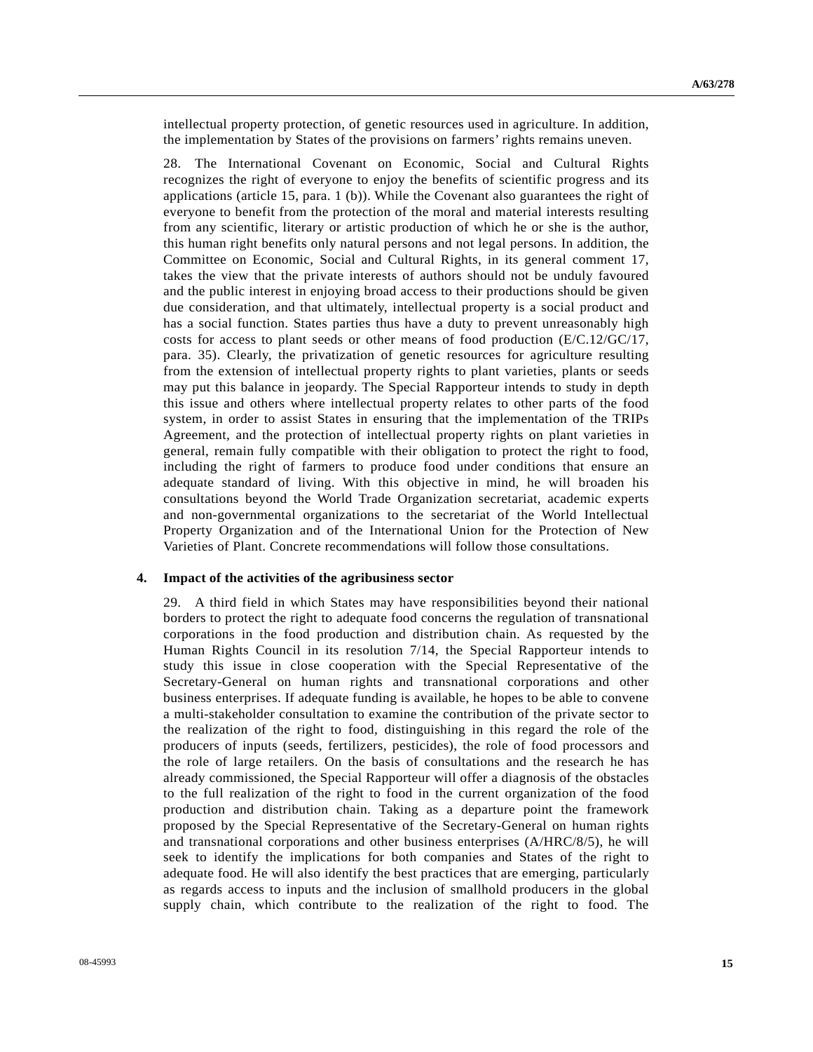intellectual property protection, of genetic resources used in agriculture. In addition, the implementation by States of the provisions on farmers' rights remains uneven.

28. The International Covenant on Economic, Social and Cultural Rights recognizes the right of everyone to enjoy the benefits of scientific progress and its applications (article 15, para. 1 (b)). While the Covenant also guarantees the right of everyone to benefit from the protection of the moral and material interests resulting from any scientific, literary or artistic production of which he or she is the author, this human right benefits only natural persons and not legal persons. In addition, the Committee on Economic, Social and Cultural Rights, in its general comment 17, takes the view that the private interests of authors should not be unduly favoured and the public interest in enjoying broad access to their productions should be given due consideration, and that ultimately, intellectual property is a social product and has a social function. States parties thus have a duty to prevent unreasonably high costs for access to plant seeds or other means of food production (E/C.12/GC/17, para. 35). Clearly, the privatization of genetic resources for agriculture resulting from the extension of intellectual property rights to plant varieties, plants or seeds may put this balance in jeopardy. The Special Rapporteur intends to study in depth this issue and others where intellectual property relates to other parts of the food system, in order to assist States in ensuring that the implementation of the TRIPs Agreement, and the protection of intellectual property rights on plant varieties in general, remain fully compatible with their obligation to protect the right to food, including the right of farmers to produce food under conditions that ensure an adequate standard of living. With this objective in mind, he will broaden his consultations beyond the World Trade Organization secretariat, academic experts and non-governmental organizations to the secretariat of the World Intellectual Property Organization and of the International Union for the Protection of New Varieties of Plant. Concrete recommendations will follow those consultations.

### 4. Impact of the activities of the agribusiness sector

29. A third field in which States may have responsibilities beyond their national borders to protect the right to adequate food concerns the regulation of transnational corporations in the food production and distribution chain. As requested by the Human Rights Council in its resolution 7/14, the Special Rapporteur intends to study this issue in close cooperation with the Special Representative of the Secretary-General on human rights and transnational corporations and other business enterprises. If adequate funding is available, he hopes to be able to convene a multi-stakeholder consultation to examine the contribution of the private sector to the realization of the right to food, distinguishing in this regard the role of the producers of inputs (seeds, fertilizers, pesticides), the role of food processors and the role of large retailers. On the basis of consultations and the research he has already commissioned, the Special Rapporteur will offer a diagnosis of the obstacles to the full realization of the right to food in the current organization of the food production and distribution chain. Taking as a departure point the framework proposed by the Special Representative of the Secretary-General on human rights and transnational corporations and other business enterprises (A/HRC/8/5), he will seek to identify the implications for both companies and States of the right to adequate food. He will also identify the best practices that are emerging, particularly as regards access to inputs and the inclusion of smallhold producers in the global supply chain, which contribute to the realization of the right to food. The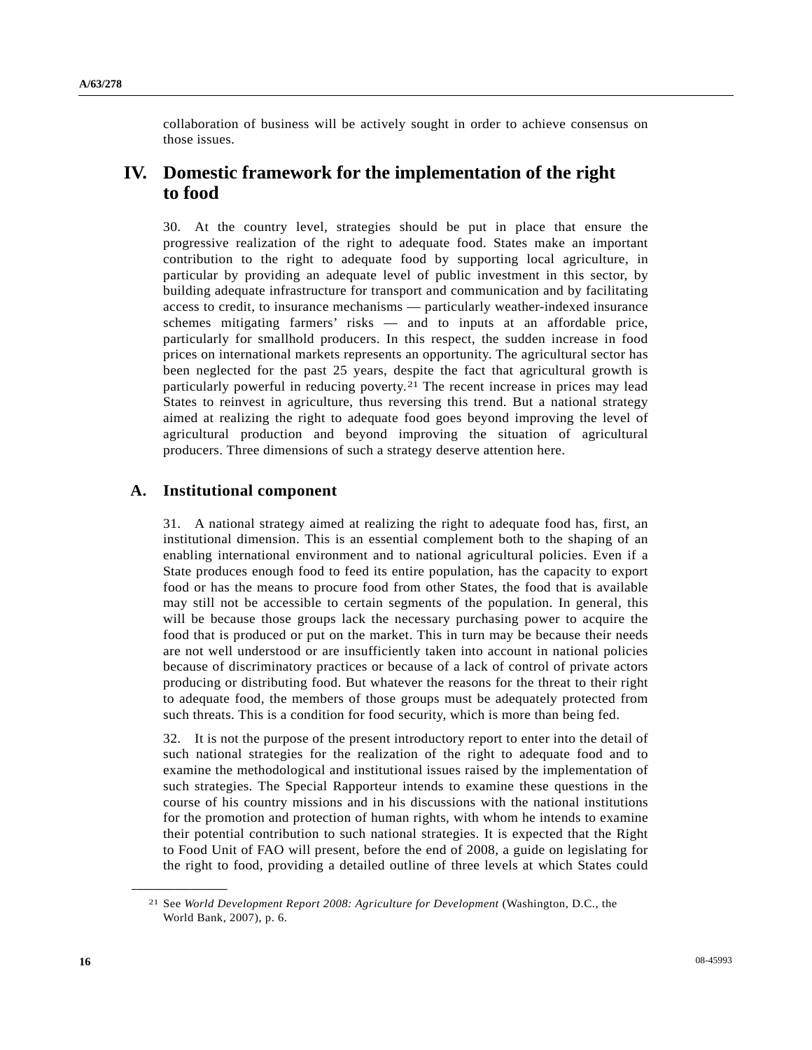collaboration of business will be actively sought in order to achieve consensus on those issues.

# IV. Domestic framework for the implementation of the right to food

30. At the country level, strategies should be put in place that ensure the progressive realization of the right to adequate food. States make an important contribution to the right to adequate food by supporting local agriculture, in particular by providing an adequate level of public investment in this sector, by building adequate infrastructure for transport and communication and by facilitating access to credit, to insurance mechanisms — particularly weather-indexed insurance schemes mitigating farmers' risks — and to inputs at an affordable price, particularly for smallhold producers. In this respect, the sudden increase in food prices on international markets represents an opportunity. The agricultural sector has been neglected for the past 25 years, despite the fact that agricultural growth is particularly powerful in reducing poverty.[21] The recent increase in prices may lead States to reinvest in agriculture, thus reversing this trend. But a national strategy aimed at realizing the right to adequate food goes beyond improving the level of agricultural production and beyond improving the situation of agricultural producers. Three dimensions of such a strategy deserve attention here.

## A. Institutional component

31. A national strategy aimed at realizing the right to adequate food has, first, an institutional dimension. This is an essential complement both to the shaping of an enabling international environment and to national agricultural policies. Even if a State produces enough food to feed its entire population, has the capacity to export food or has the means to procure food from other States, the food that is available may still not be accessible to certain segments of the population. In general, this will be because those groups lack the necessary purchasing power to acquire the food that is produced or put on the market. This in turn may be because their needs are not well understood or are insufficiently taken into account in national policies because of discriminatory practices or because of a lack of control of private actors producing or distributing food. But whatever the reasons for the threat to their right to adequate food, the members of those groups must be adequately protected from such threats. This is a condition for food security, which is more than being fed.

32. It is not the purpose of the present introductory report to enter into the detail of such national strategies for the realization of the right to adequate food and to examine the methodological and institutional issues raised by the implementation of such strategies. The Special Rapporteur intends to examine these questions in the course of his country missions and in his discussions with the national institutions for the promotion and protection of human rights, with whom he intends to examine their potential contribution to such national strategies. It is expected that the Right to Food Unit of FAO will present, before the end of 2008, a guide on legislating for the right to food, providing a detailed outline of three levels at which States could

---

[21] See *World Development Report 2008: Agriculture for Development* (Washington, D.C., the World Bank, 2007), p. 6.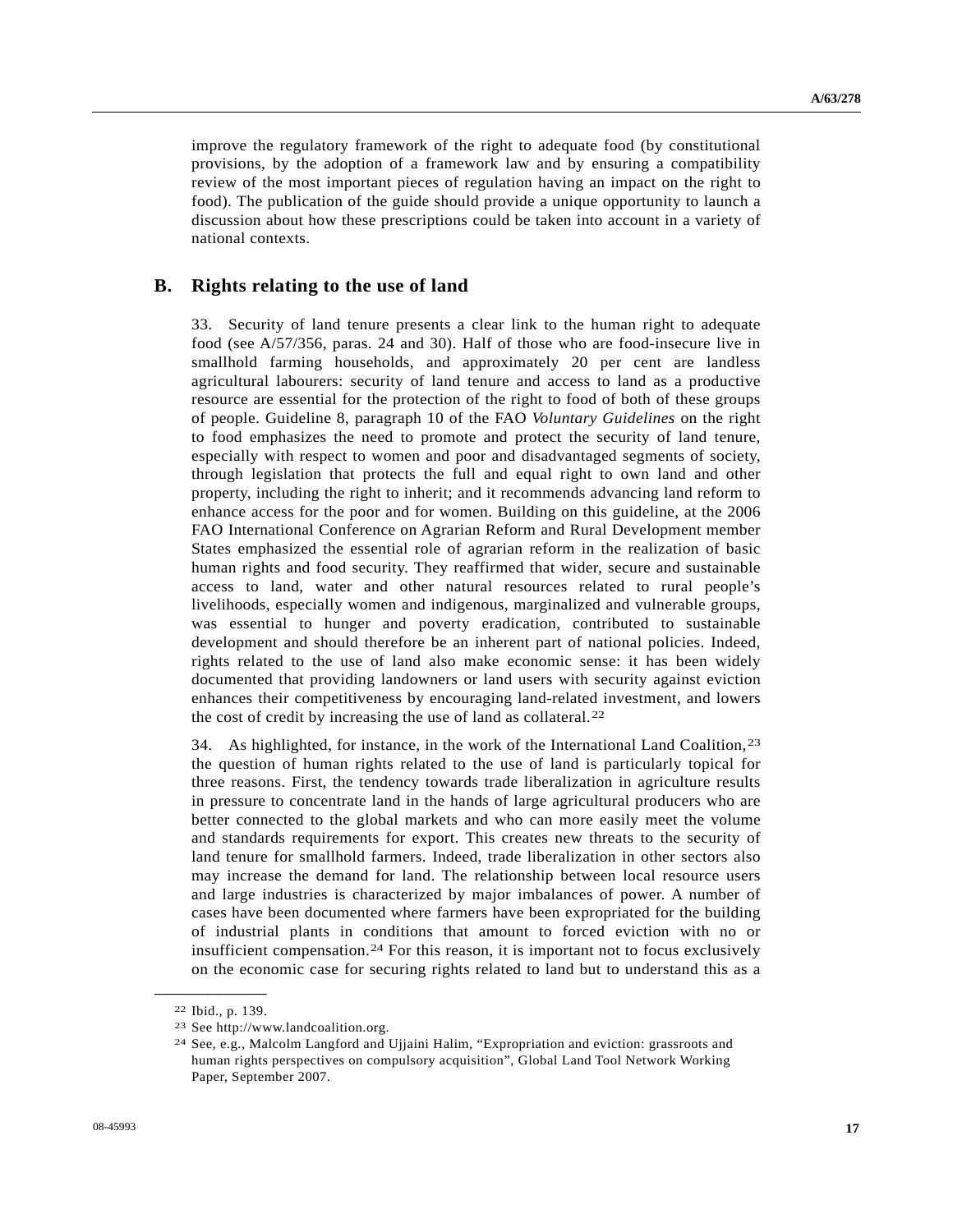improve the regulatory framework of the right to adequate food (by constitutional provisions, by the adoption of a framework law and by ensuring a compatibility review of the most important pieces of regulation having an impact on the right to food). The publication of the guide should provide a unique opportunity to launch a discussion about how these prescriptions could be taken into account in a variety of national contexts.

## B. Rights relating to the use of land

33. Security of land tenure presents a clear link to the human right to adequate food (see A/57/356, paras. 24 and 30). Half of those who are food-insecure live in smallhold farming households, and approximately 20 per cent are landless agricultural labourers: security of land tenure and access to land as a productive resource are essential for the protection of the right to food of both of these groups of people. Guideline 8, paragraph 10 of the FAO *Voluntary Guidelines* on the right to food emphasizes the need to promote and protect the security of land tenure, especially with respect to women and poor and disadvantaged segments of society, through legislation that protects the full and equal right to own land and other property, including the right to inherit; and it recommends advancing land reform to enhance access for the poor and for women. Building on this guideline, at the 2006 FAO International Conference on Agrarian Reform and Rural Development member States emphasized the essential role of agrarian reform in the realization of basic human rights and food security. They reaffirmed that wider, secure and sustainable access to land, water and other natural resources related to rural people's livelihoods, especially women and indigenous, marginalized and vulnerable groups, was essential to hunger and poverty eradication, contributed to sustainable development and should therefore be an inherent part of national policies. Indeed, rights related to the use of land also make economic sense: it has been widely documented that providing landowners or land users with security against eviction enhances their competitiveness by encouraging land-related investment, and lowers the cost of credit by increasing the use of land as collateral.[22]

34. As highlighted, for instance, in the work of the International Land Coalition,[23] the question of human rights related to the use of land is particularly topical for three reasons. First, the tendency towards trade liberalization in agriculture results in pressure to concentrate land in the hands of large agricultural producers who are better connected to the global markets and who can more easily meet the volume and standards requirements for export. This creates new threats to the security of land tenure for smallhold farmers. Indeed, trade liberalization in other sectors also may increase the demand for land. The relationship between local resource users and large industries is characterized by major imbalances of power. A number of cases have been documented where farmers have been expropriated for the building of industrial plants in conditions that amount to forced eviction with no or insufficient compensation.[24] For this reason, it is important not to focus exclusively on the economic case for securing rights related to land but to understand this as a

---

[22] Ibid., p. 139.

[23] See http://www.landcoalition.org.

[24] See, e.g., Malcolm Langford and Ujjaini Halim, "Expropriation and eviction: grassroots and human rights perspectives on compulsory acquisition", Global Land Tool Network Working Paper, September 2007.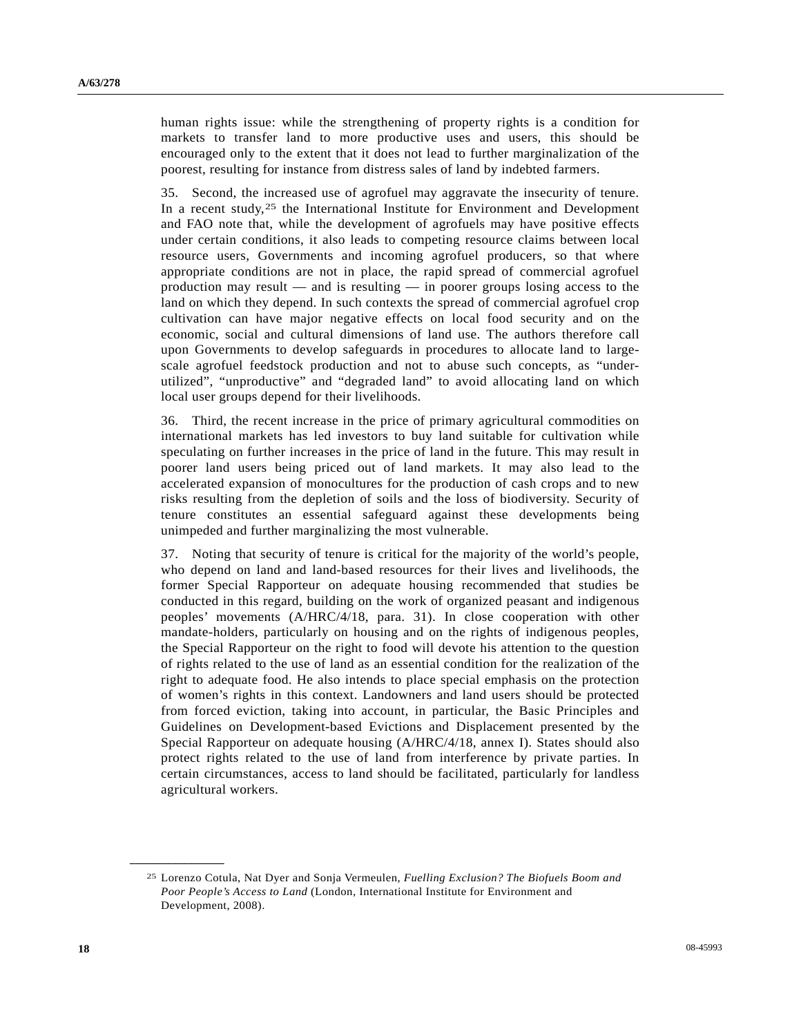human rights issue: while the strengthening of property rights is a condition for markets to transfer land to more productive uses and users, this should be encouraged only to the extent that it does not lead to further marginalization of the poorest, resulting for instance from distress sales of land by indebted farmers.

35. Second, the increased use of agrofuel may aggravate the insecurity of tenure. In a recent study,[25] the International Institute for Environment and Development and FAO note that, while the development of agrofuels may have positive effects under certain conditions, it also leads to competing resource claims between local resource users, Governments and incoming agrofuel producers, so that where appropriate conditions are not in place, the rapid spread of commercial agrofuel production may result — and is resulting — in poorer groups losing access to the land on which they depend. In such contexts the spread of commercial agrofuel crop cultivation can have major negative effects on local food security and on the economic, social and cultural dimensions of land use. The authors therefore call upon Governments to develop safeguards in procedures to allocate land to large-scale agrofuel feedstock production and not to abuse such concepts, as "under-utilized", "unproductive" and "degraded land" to avoid allocating land on which local user groups depend for their livelihoods.

36. Third, the recent increase in the price of primary agricultural commodities on international markets has led investors to buy land suitable for cultivation while speculating on further increases in the price of land in the future. This may result in poorer land users being priced out of land markets. It may also lead to the accelerated expansion of monocultures for the production of cash crops and to new risks resulting from the depletion of soils and the loss of biodiversity. Security of tenure constitutes an essential safeguard against these developments being unimpeded and further marginalizing the most vulnerable.

37. Noting that security of tenure is critical for the majority of the world's people, who depend on land and land-based resources for their lives and livelihoods, the former Special Rapporteur on adequate housing recommended that studies be conducted in this regard, building on the work of organized peasant and indigenous peoples' movements (A/HRC/4/18, para. 31). In close cooperation with other mandate-holders, particularly on housing and on the rights of indigenous peoples, the Special Rapporteur on the right to food will devote his attention to the question of rights related to the use of land as an essential condition for the realization of the right to adequate food. He also intends to place special emphasis on the protection of women's rights in this context. Landowners and land users should be protected from forced eviction, taking into account, in particular, the Basic Principles and Guidelines on Development-based Evictions and Displacement presented by the Special Rapporteur on adequate housing (A/HRC/4/18, annex I). States should also protect rights related to the use of land from interference by private parties. In certain circumstances, access to land should be facilitated, particularly for landless agricultural workers.

---

[25] Lorenzo Cotula, Nat Dyer and Sonja Vermeulen, *Fuelling Exclusion? The Biofuels Boom and Poor People's Access to Land* (London, International Institute for Environment and Development, 2008).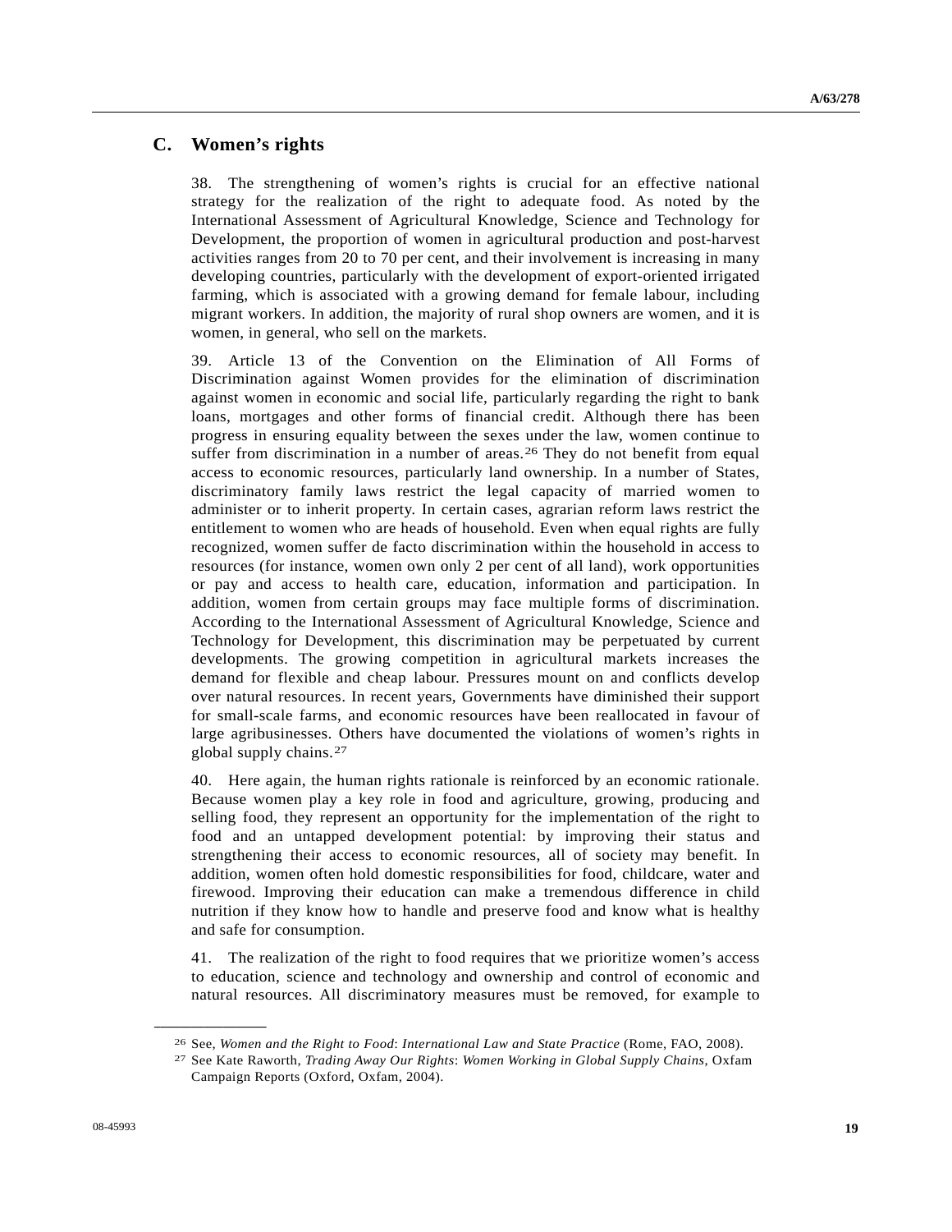## C. Women's rights

38. The strengthening of women's rights is crucial for an effective national strategy for the realization of the right to adequate food. As noted by the International Assessment of Agricultural Knowledge, Science and Technology for Development, the proportion of women in agricultural production and post-harvest activities ranges from 20 to 70 per cent, and their involvement is increasing in many developing countries, particularly with the development of export-oriented irrigated farming, which is associated with a growing demand for female labour, including migrant workers. In addition, the majority of rural shop owners are women, and it is women, in general, who sell on the markets.

39. Article 13 of the Convention on the Elimination of All Forms of Discrimination against Women provides for the elimination of discrimination against women in economic and social life, particularly regarding the right to bank loans, mortgages and other forms of financial credit. Although there has been progress in ensuring equality between the sexes under the law, women continue to suffer from discrimination in a number of areas.[26] They do not benefit from equal access to economic resources, particularly land ownership. In a number of States, discriminatory family laws restrict the legal capacity of married women to administer or to inherit property. In certain cases, agrarian reform laws restrict the entitlement to women who are heads of household. Even when equal rights are fully recognized, women suffer de facto discrimination within the household in access to resources (for instance, women own only 2 per cent of all land), work opportunities or pay and access to health care, education, information and participation. In addition, women from certain groups may face multiple forms of discrimination. According to the International Assessment of Agricultural Knowledge, Science and Technology for Development, this discrimination may be perpetuated by current developments. The growing competition in agricultural markets increases the demand for flexible and cheap labour. Pressures mount on and conflicts develop over natural resources. In recent years, Governments have diminished their support for small-scale farms, and economic resources have been reallocated in favour of large agribusinesses. Others have documented the violations of women's rights in global supply chains.[27]

40. Here again, the human rights rationale is reinforced by an economic rationale. Because women play a key role in food and agriculture, growing, producing and selling food, they represent an opportunity for the implementation of the right to food and an untapped development potential: by improving their status and strengthening their access to economic resources, all of society may benefit. In addition, women often hold domestic responsibilities for food, childcare, water and firewood. Improving their education can make a tremendous difference in child nutrition if they know how to handle and preserve food and know what is healthy and safe for consumption.

41. The realization of the right to food requires that we prioritize women's access to education, science and technology and ownership and control of economic and natural resources. All discriminatory measures must be removed, for example to

---

[26] See, *Women and the Right to Food*: *International Law and State Practice* (Rome, FAO, 2008).

[27] See Kate Raworth, *Trading Away Our Rights*: *Women Working in Global Supply Chains,* Oxfam Campaign Reports (Oxford, Oxfam, 2004).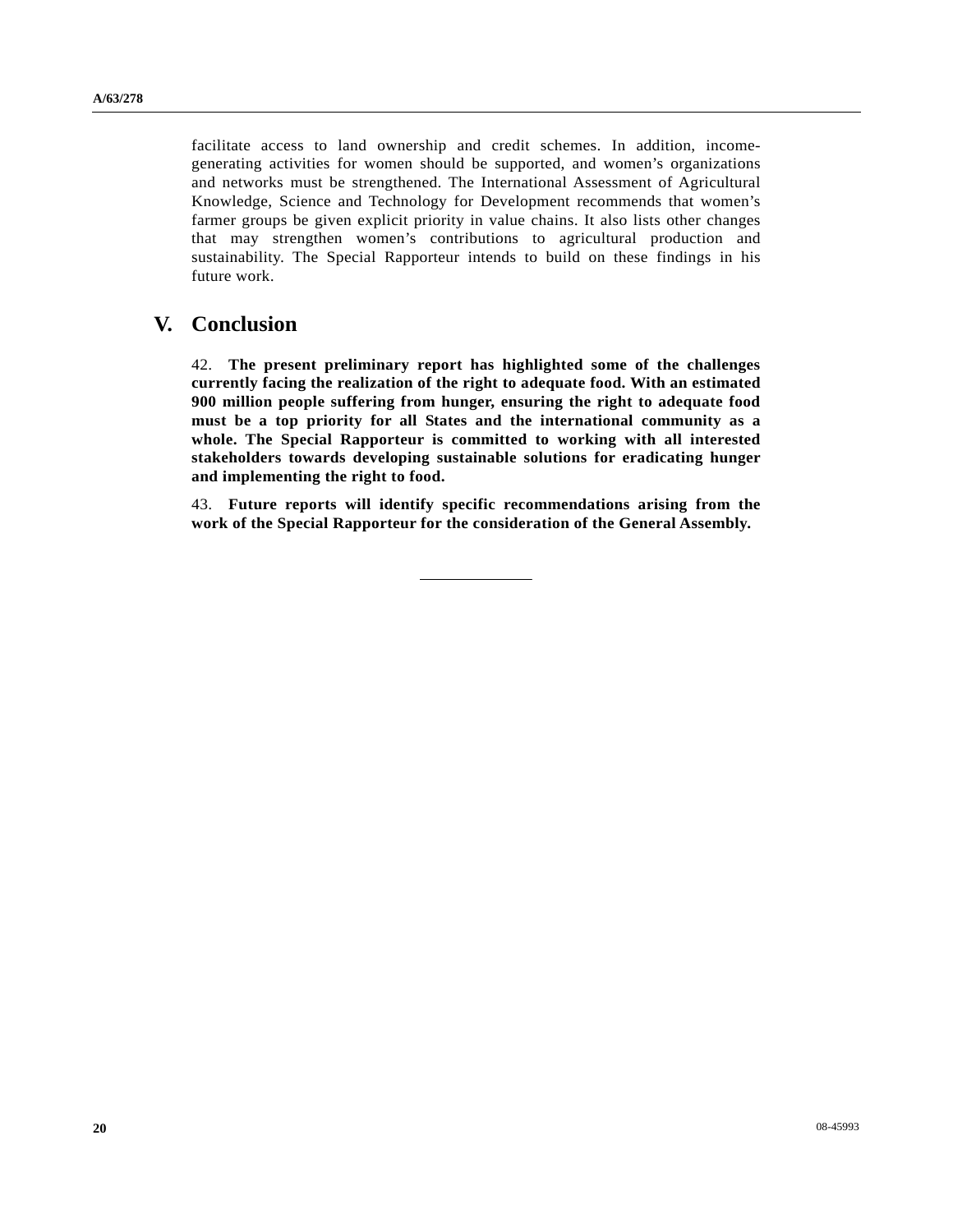facilitate access to land ownership and credit schemes. In addition, income-generating activities for women should be supported, and women's organizations and networks must be strengthened. The International Assessment of Agricultural Knowledge, Science and Technology for Development recommends that women's farmer groups be given explicit priority in value chains. It also lists other changes that may strengthen women's contributions to agricultural production and sustainability. The Special Rapporteur intends to build on these findings in his future work.

# V. Conclusion

42. **The present preliminary report has highlighted some of the challenges currently facing the realization of the right to adequate food. With an estimated 900 million people suffering from hunger, ensuring the right to adequate food must be a top priority for all States and the international community as a whole. The Special Rapporteur is committed to working with all interested stakeholders towards developing sustainable solutions for eradicating hunger and implementing the right to food.**

43. **Future reports will identify specific recommendations arising from the work of the Special Rapporteur for the consideration of the General Assembly.**